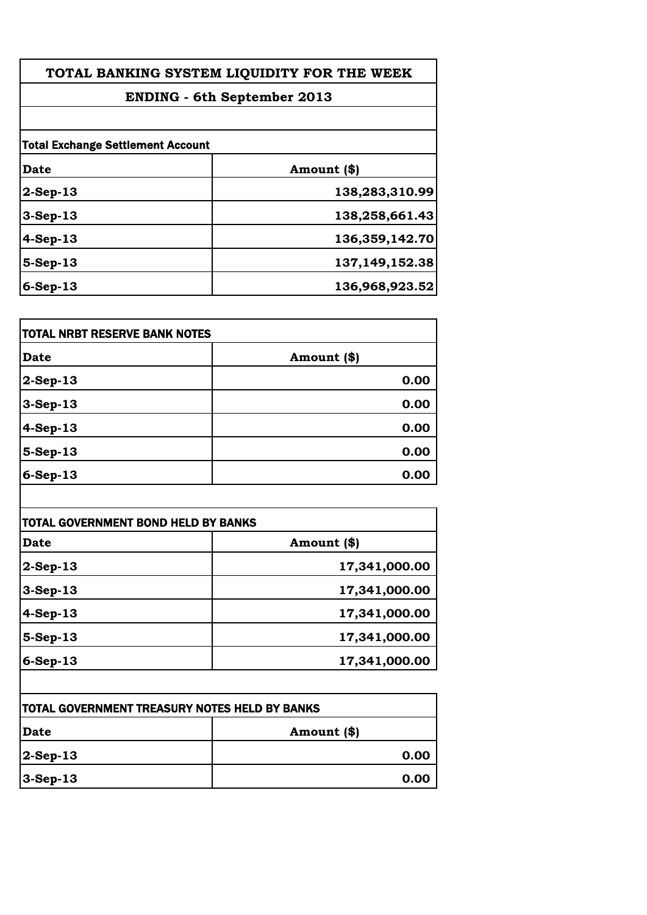# TOTAL BANKING SYSTEM LIQUIDITY FOR THE WEEK

## ENDING - 6th September 2013

**Total Exchange Settlement Account**

| Date | Amount ($) |
|---|---|
| 2-Sep-13 | 138,283,310.99 |
| 3-Sep-13 | 138,258,661.43 |
| 4-Sep-13 | 136,359,142.70 |
| 5-Sep-13 | 137,149,152.38 |
| 6-Sep-13 | 136,968,923.52 |

**TOTAL NRBT RESERVE BANK NOTES**

| Date | Amount ($) |
|---|---|
| 2-Sep-13 | 0.00 |
| 3-Sep-13 | 0.00 |
| 4-Sep-13 | 0.00 |
| 5-Sep-13 | 0.00 |
| 6-Sep-13 | 0.00 |

**TOTAL GOVERNMENT BOND HELD BY BANKS**

| Date | Amount ($) |
|---|---|
| 2-Sep-13 | 17,341,000.00 |
| 3-Sep-13 | 17,341,000.00 |
| 4-Sep-13 | 17,341,000.00 |
| 5-Sep-13 | 17,341,000.00 |
| 6-Sep-13 | 17,341,000.00 |

**TOTAL GOVERNMENT TREASURY NOTES HELD BY BANKS**

| Date | Amount ($) |
|---|---|
| 2-Sep-13 | 0.00 |
| 3-Sep-13 | 0.00 |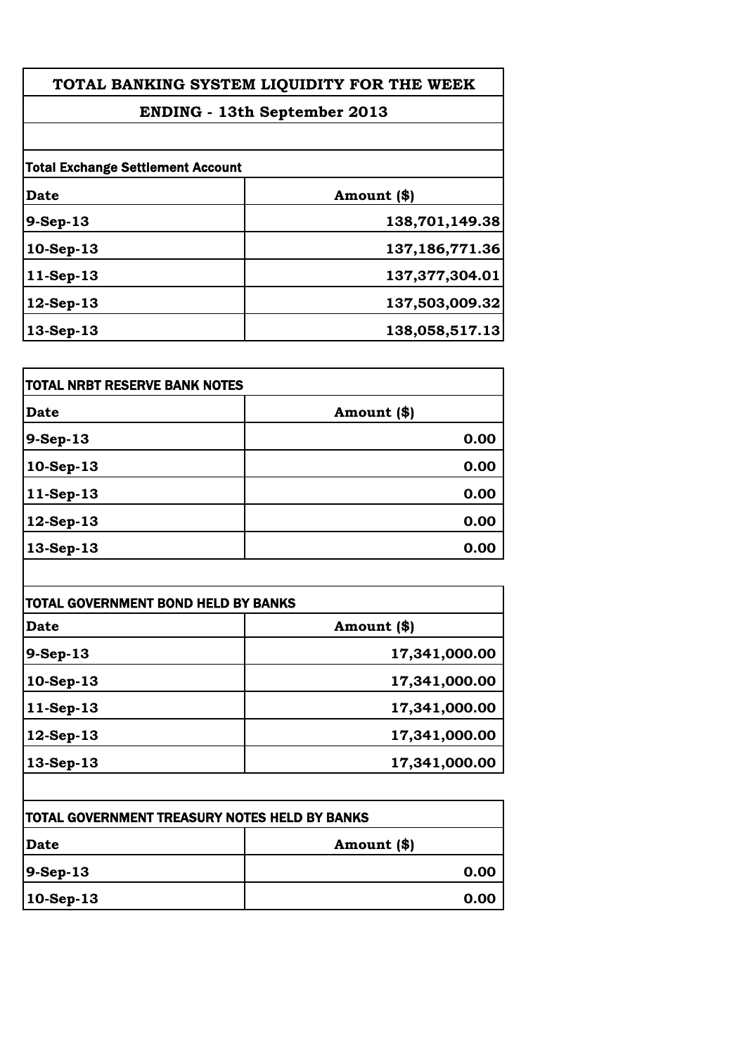# TOTAL BANKING SYSTEM LIQUIDITY FOR THE WEEK

## ENDING - 13th September 2013

**Total Exchange Settlement Account**

| Date | Amount ($) |
|---|---|
| 9-Sep-13 | 138,701,149.38 |
| 10-Sep-13 | 137,186,771.36 |
| 11-Sep-13 | 137,377,304.01 |
| 12-Sep-13 | 137,503,009.32 |
| 13-Sep-13 | 138,058,517.13 |

**TOTAL NRBT RESERVE BANK NOTES**

| Date | Amount ($) |
|---|---|
| 9-Sep-13 | 0.00 |
| 10-Sep-13 | 0.00 |
| 11-Sep-13 | 0.00 |
| 12-Sep-13 | 0.00 |
| 13-Sep-13 | 0.00 |

**TOTAL GOVERNMENT BOND HELD BY BANKS**

| Date | Amount ($) |
|---|---|
| 9-Sep-13 | 17,341,000.00 |
| 10-Sep-13 | 17,341,000.00 |
| 11-Sep-13 | 17,341,000.00 |
| 12-Sep-13 | 17,341,000.00 |
| 13-Sep-13 | 17,341,000.00 |

**TOTAL GOVERNMENT TREASURY NOTES HELD BY BANKS**

| Date | Amount ($) |
|---|---|
| 9-Sep-13 | 0.00 |
| 10-Sep-13 | 0.00 |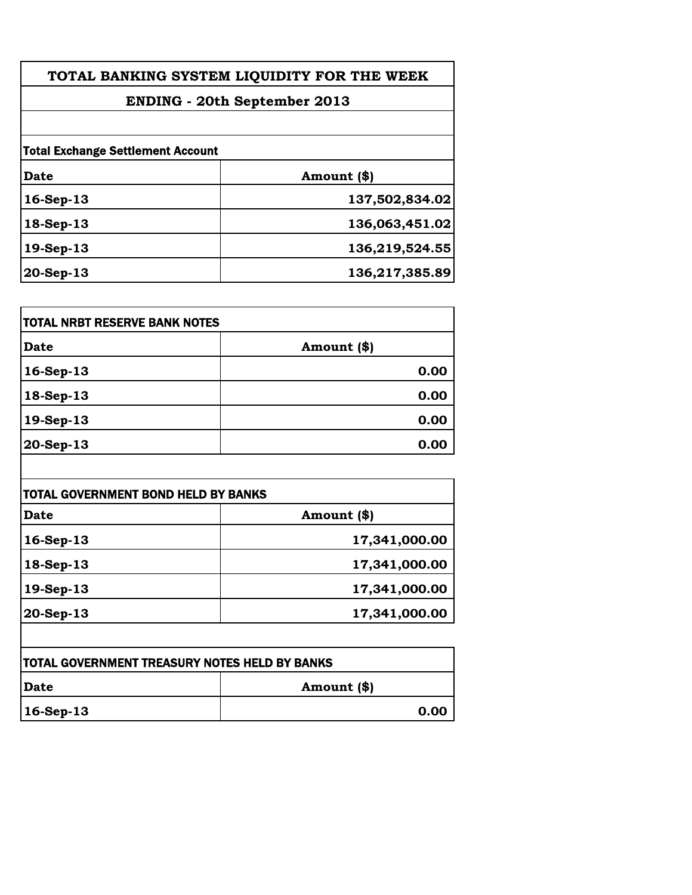# TOTAL BANKING SYSTEM LIQUIDITY FOR THE WEEK

## ENDING - 20th September 2013

**Total Exchange Settlement Account**

| Date | Amount ($) |
|---|---|
| 16-Sep-13 | 137,502,834.02 |
| 18-Sep-13 | 136,063,451.02 |
| 19-Sep-13 | 136,219,524.55 |
| 20-Sep-13 | 136,217,385.89 |

**TOTAL NRBT RESERVE BANK NOTES**

| Date | Amount ($) |
|---|---|
| 16-Sep-13 | 0.00 |
| 18-Sep-13 | 0.00 |
| 19-Sep-13 | 0.00 |
| 20-Sep-13 | 0.00 |

**TOTAL GOVERNMENT BOND HELD BY BANKS**

| Date | Amount ($) |
|---|---|
| 16-Sep-13 | 17,341,000.00 |
| 18-Sep-13 | 17,341,000.00 |
| 19-Sep-13 | 17,341,000.00 |
| 20-Sep-13 | 17,341,000.00 |

**TOTAL GOVERNMENT TREASURY NOTES HELD BY BANKS**

| Date | Amount ($) |
|---|---|
| 16-Sep-13 | 0.00 |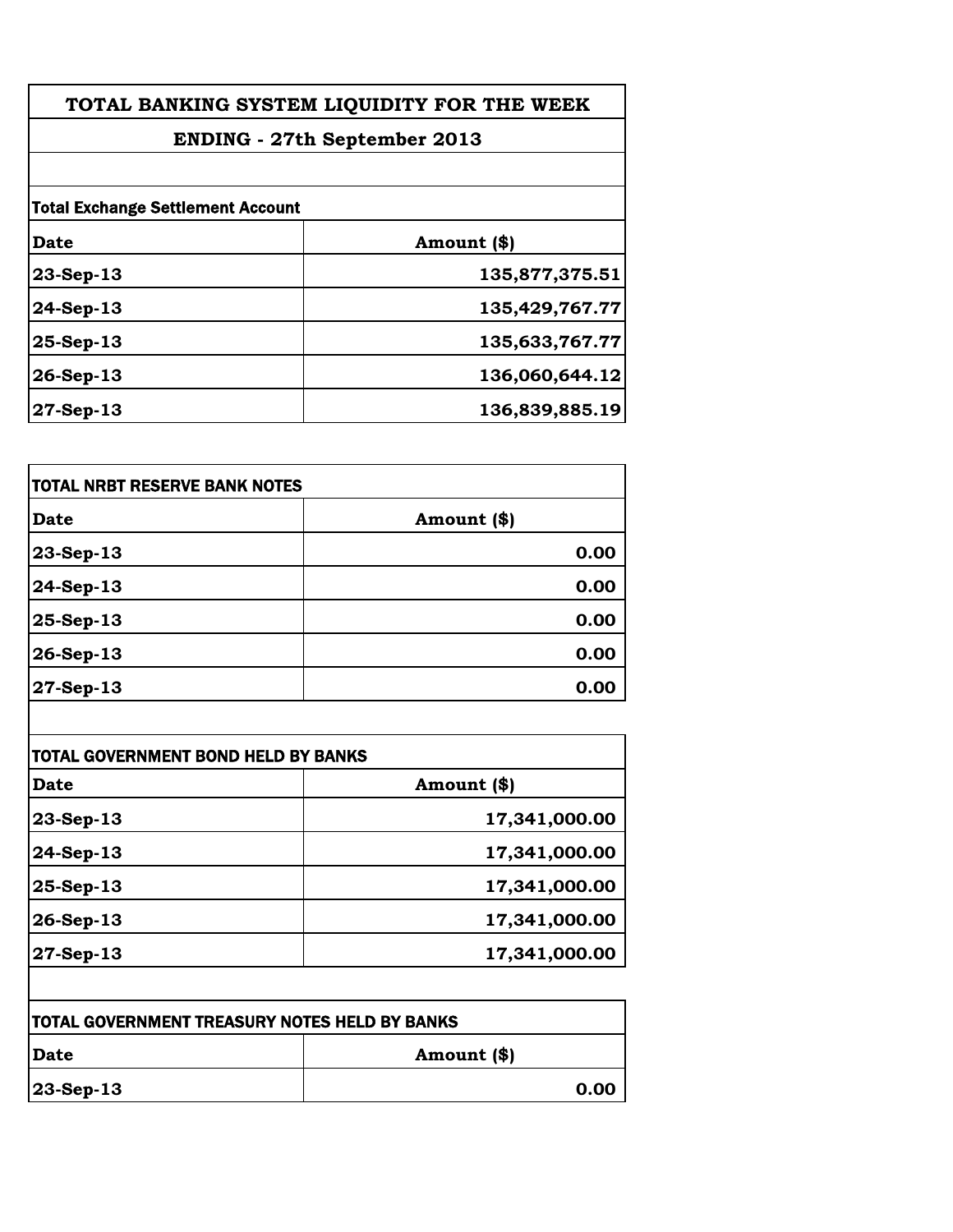# TOTAL BANKING SYSTEM LIQUIDITY FOR THE WEEK

## ENDING - 27th September 2013

**Total Exchange Settlement Account**

| Date | Amount ($) |
|---|---|
| 23-Sep-13 | 135,877,375.51 |
| 24-Sep-13 | 135,429,767.77 |
| 25-Sep-13 | 135,633,767.77 |
| 26-Sep-13 | 136,060,644.12 |
| 27-Sep-13 | 136,839,885.19 |

**TOTAL NRBT RESERVE BANK NOTES**

| Date | Amount ($) |
|---|---|
| 23-Sep-13 | 0.00 |
| 24-Sep-13 | 0.00 |
| 25-Sep-13 | 0.00 |
| 26-Sep-13 | 0.00 |
| 27-Sep-13 | 0.00 |

**TOTAL GOVERNMENT BOND HELD BY BANKS**

| Date | Amount ($) |
|---|---|
| 23-Sep-13 | 17,341,000.00 |
| 24-Sep-13 | 17,341,000.00 |
| 25-Sep-13 | 17,341,000.00 |
| 26-Sep-13 | 17,341,000.00 |
| 27-Sep-13 | 17,341,000.00 |

**TOTAL GOVERNMENT TREASURY NOTES HELD BY BANKS**

| Date | Amount ($) |
|---|---|
| 23-Sep-13 | 0.00 |